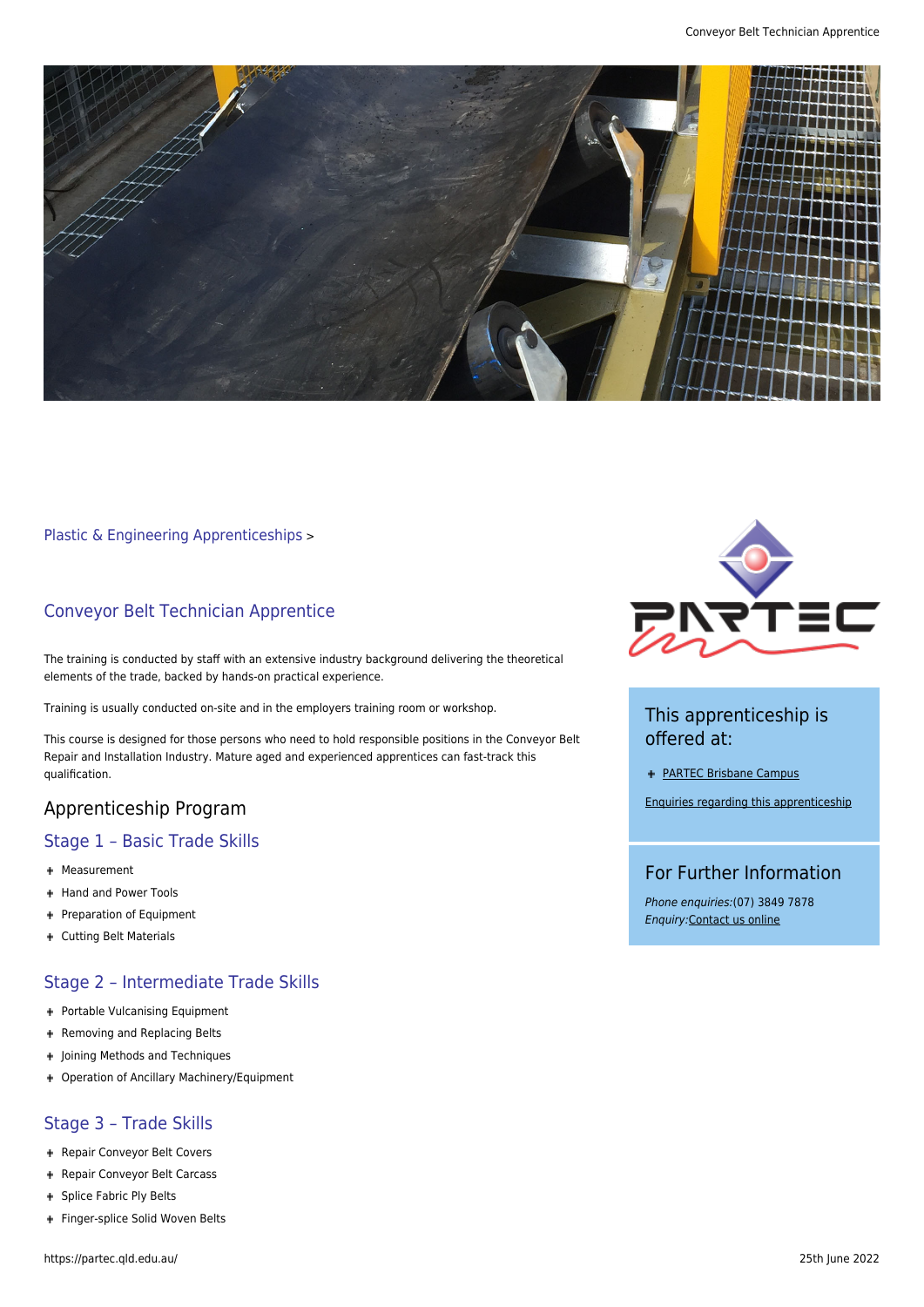Plastic & Engineering Apprenticeships >

## Conveyor Belt Technician Apprentice

The training is conducted by staff with an extensive industry background delivering the theoretical elements of the trade, backed by hands-on practical experience.

Training is usually conducted on-site and in the employers training room or workshop.

This course is designed for those persons who need to hold responsible positions in the Conveyor Belt Repair and Installation Industry. Mature aged and experienced apprentices can fast-track this qualification.

## Apprenticeship Program

### Stage 1 – Basic Trade Skills

- Measurement
- Hand and Power Tools
- Preparation of Equipment
- Cutting Belt Materials

### Stage 2 – Intermediate Trade Skills

- Portable Vulcanising Equipment
- Removing and Replacing Belts
- Joining Methods and Techniques
- Operation of Ancillary Machinery/Equipment

### Stage 3 – Trade Skills

- Repair Conveyor Belt Covers
- Repair Conveyor Belt Carcass
- Splice Fabric Ply Belts
- Finger-splice Solid Woven Belts

### This apprenticeship is offered at:

- PARTEC Brisbane Campus

Enquiries regarding this apprenticeship

### For Further Information

*Phone enquiries:*(07) 3849 7878
*Enquiry:*Contact us online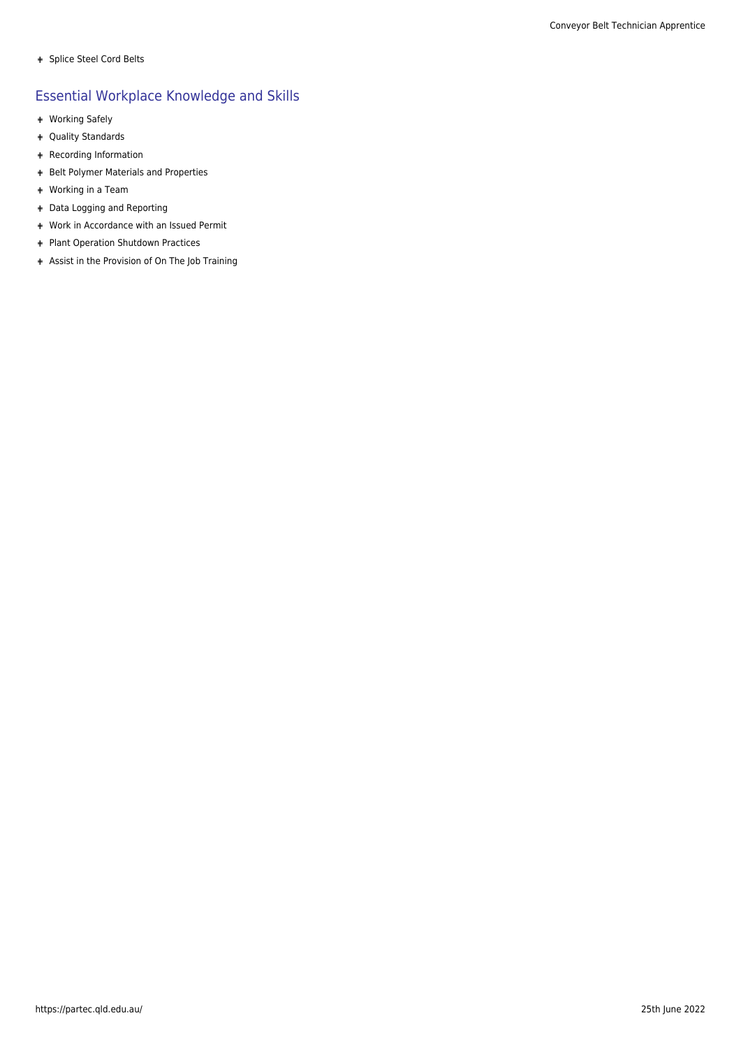- Splice Steel Cord Belts

## Essential Workplace Knowledge and Skills

- Working Safely
- Quality Standards
- Recording Information
- Belt Polymer Materials and Properties
- Working in a Team
- Data Logging and Reporting
- Work in Accordance with an Issued Permit
- Plant Operation Shutdown Practices
- Assist in the Provision of On The Job Training